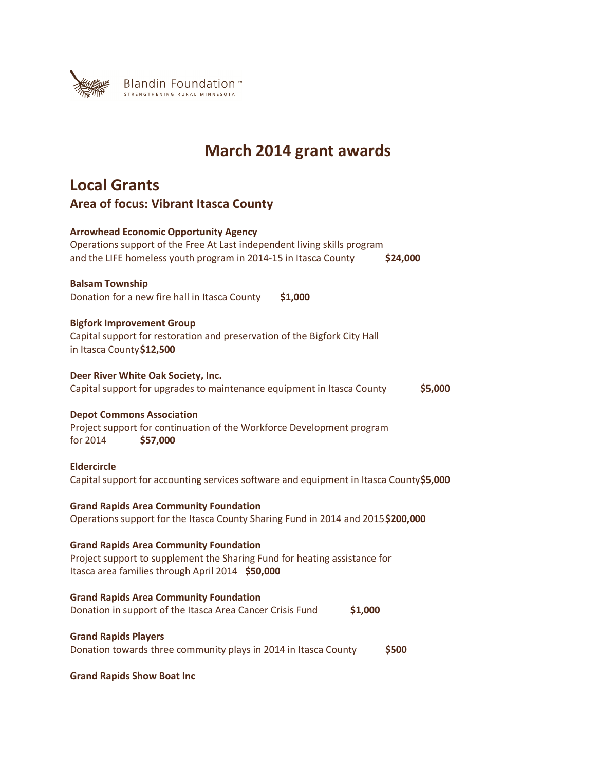Blandin Foundation™
STRENGTHENING RURAL MINNESOTA

# March 2014 grant awards

## Local Grants

### Area of focus: Vibrant Itasca County

**Arrowhead Economic Opportunity Agency**
Operations support of the Free At Last independent living skills program and the LIFE homeless youth program in 2014-15 in Itasca County **$24,000**

**Balsam Township**
Donation for a new fire hall in Itasca County **$1,000**

**Bigfork Improvement Group**
Capital support for restoration and preservation of the Bigfork City Hall in Itasca County **$12,500**

**Deer River White Oak Society, Inc.**
Capital support for upgrades to maintenance equipment in Itasca County **$5,000**

**Depot Commons Association**
Project support for continuation of the Workforce Development program for 2014 **$57,000**

**Eldercircle**
Capital support for accounting services software and equipment in Itasca County **$5,000**

**Grand Rapids Area Community Foundation**
Operations support for the Itasca County Sharing Fund in 2014 and 2015 **$200,000**

**Grand Rapids Area Community Foundation**
Project support to supplement the Sharing Fund for heating assistance for Itasca area families through April 2014 **$50,000**

**Grand Rapids Area Community Foundation**
Donation in support of the Itasca Area Cancer Crisis Fund **$1,000**

**Grand Rapids Players**
Donation towards three community plays in 2014 in Itasca County **$500**

**Grand Rapids Show Boat Inc**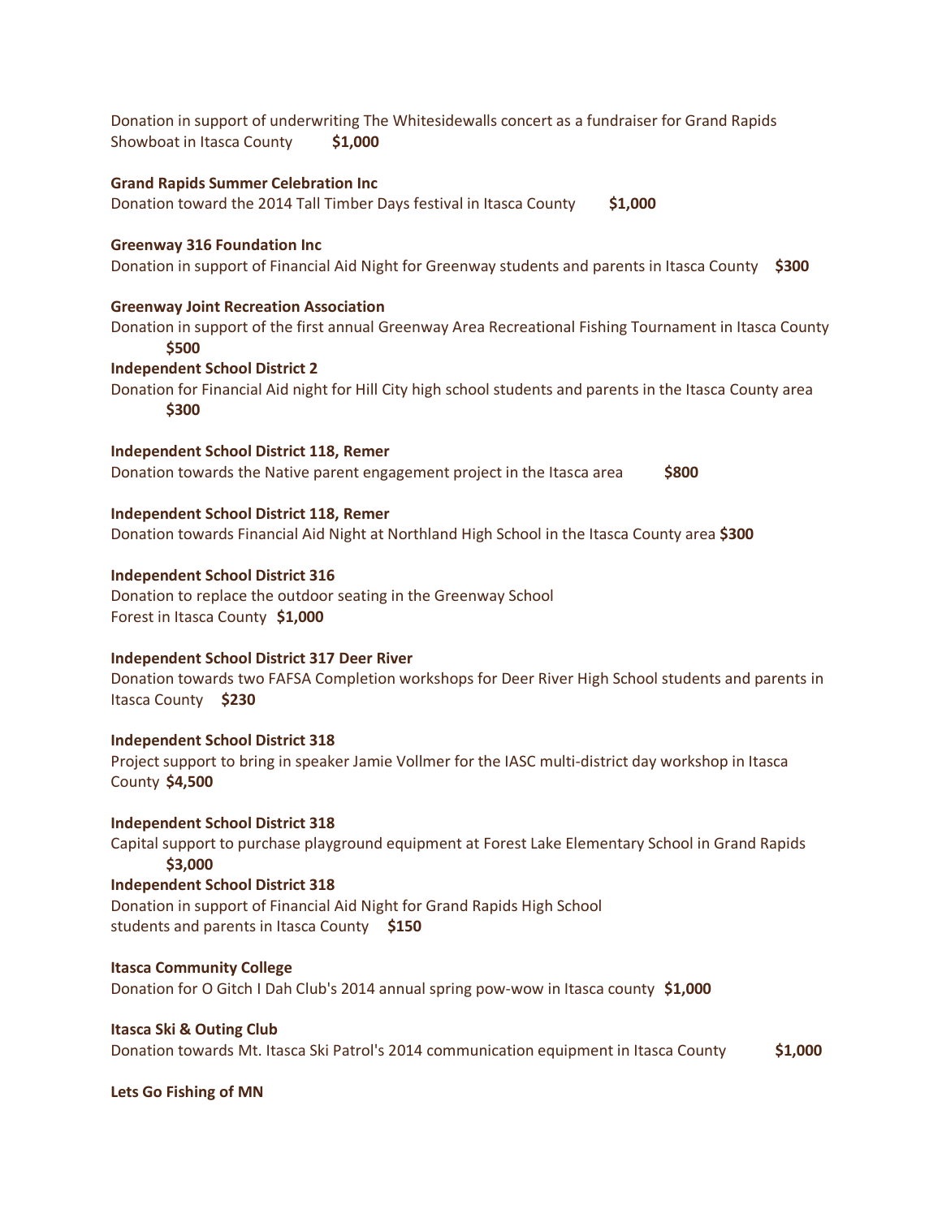Donation in support of underwriting The Whitesidewalls concert as a fundraiser for Grand Rapids Showboat in Itasca County **$1,000**

**Grand Rapids Summer Celebration Inc**
Donation toward the 2014 Tall Timber Days festival in Itasca County **$1,000**

**Greenway 316 Foundation Inc**
Donation in support of Financial Aid Night for Greenway students and parents in Itasca County **$300**

**Greenway Joint Recreation Association**
Donation in support of the first annual Greenway Area Recreational Fishing Tournament in Itasca County **$500**

**Independent School District 2**
Donation for Financial Aid night for Hill City high school students and parents in the Itasca County area **$300**

**Independent School District 118, Remer**
Donation towards the Native parent engagement project in the Itasca area **$800**

**Independent School District 118, Remer**
Donation towards Financial Aid Night at Northland High School in the Itasca County area **$300**

**Independent School District 316**
Donation to replace the outdoor seating in the Greenway School Forest in Itasca County **$1,000**

**Independent School District 317 Deer River**
Donation towards two FAFSA Completion workshops for Deer River High School students and parents in Itasca County **$230**

**Independent School District 318**
Project support to bring in speaker Jamie Vollmer for the IASC multi-district day workshop in Itasca County **$4,500**

**Independent School District 318**
Capital support to purchase playground equipment at Forest Lake Elementary School in Grand Rapids **$3,000**

**Independent School District 318**
Donation in support of Financial Aid Night for Grand Rapids High School students and parents in Itasca County **$150**

**Itasca Community College**
Donation for O Gitch I Dah Club's 2014 annual spring pow-wow in Itasca county **$1,000**

**Itasca Ski & Outing Club**
Donation towards Mt. Itasca Ski Patrol's 2014 communication equipment in Itasca County **$1,000**

**Lets Go Fishing of MN**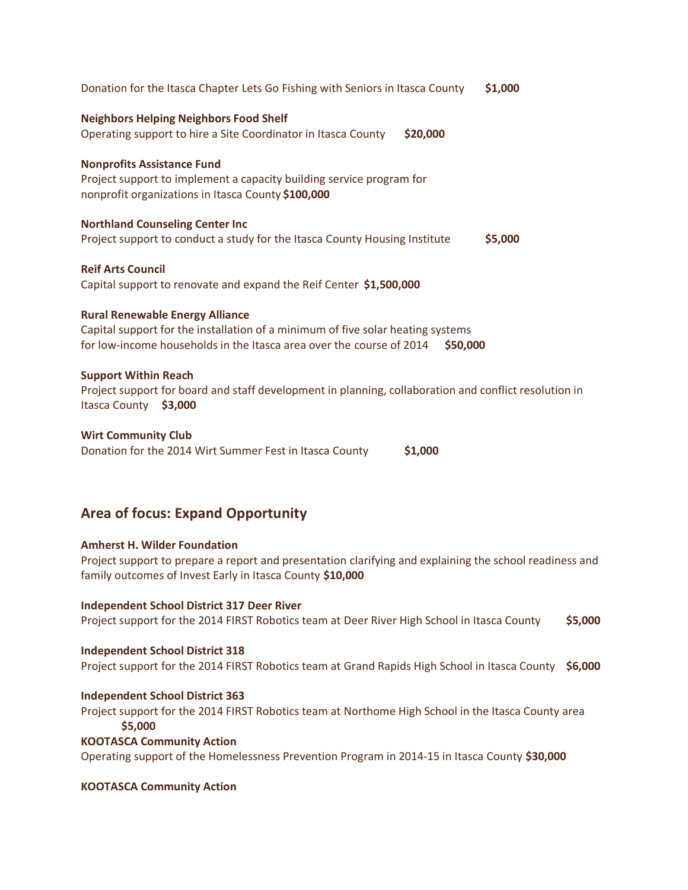Donation for the Itasca Chapter Lets Go Fishing with Seniors in Itasca County **$1,000**

**Neighbors Helping Neighbors Food Shelf**
Operating support to hire a Site Coordinator in Itasca County **$20,000**

**Nonprofits Assistance Fund**
Project support to implement a capacity building service program for nonprofit organizations in Itasca County **$100,000**

**Northland Counseling Center Inc**
Project support to conduct a study for the Itasca County Housing Institute **$5,000**

**Reif Arts Council**
Capital support to renovate and expand the Reif Center **$1,500,000**

**Rural Renewable Energy Alliance**
Capital support for the installation of a minimum of five solar heating systems for low-income households in the Itasca area over the course of 2014 **$50,000**

**Support Within Reach**
Project support for board and staff development in planning, collaboration and conflict resolution in Itasca County **$3,000**

**Wirt Community Club**
Donation for the 2014 Wirt Summer Fest in Itasca County **$1,000**

## Area of focus: Expand Opportunity

**Amherst H. Wilder Foundation**
Project support to prepare a report and presentation clarifying and explaining the school readiness and family outcomes of Invest Early in Itasca County **$10,000**

**Independent School District 317 Deer River**
Project support for the 2014 FIRST Robotics team at Deer River High School in Itasca County **$5,000**

**Independent School District 318**
Project support for the 2014 FIRST Robotics team at Grand Rapids High School in Itasca County **$6,000**

**Independent School District 363**
Project support for the 2014 FIRST Robotics team at Northome High School in the Itasca County area **$5,000**

**KOOTASCA Community Action**
Operating support of the Homelessness Prevention Program in 2014-15 in Itasca County **$30,000**

**KOOTASCA Community Action**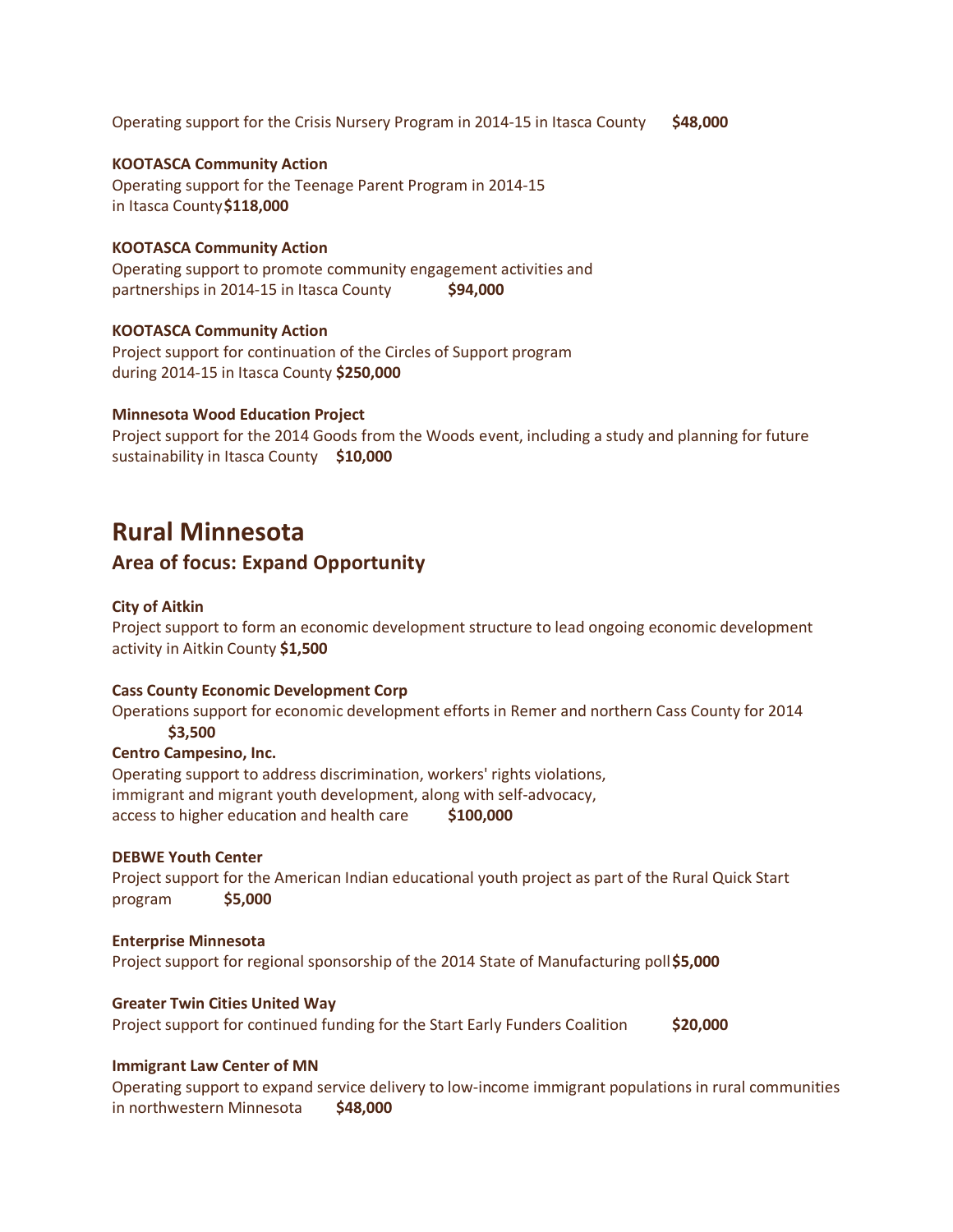Operating support for the Crisis Nursery Program in 2014-15 in Itasca County **$48,000**

**KOOTASCA Community Action**
Operating support for the Teenage Parent Program in 2014-15 in Itasca County **$118,000**

**KOOTASCA Community Action**
Operating support to promote community engagement activities and partnerships in 2014-15 in Itasca County **$94,000**

**KOOTASCA Community Action**
Project support for continuation of the Circles of Support program during 2014-15 in Itasca County **$250,000**

**Minnesota Wood Education Project**
Project support for the 2014 Goods from the Woods event, including a study and planning for future sustainability in Itasca County **$10,000**

# Rural Minnesota

## Area of focus: Expand Opportunity

**City of Aitkin**
Project support to form an economic development structure to lead ongoing economic development activity in Aitkin County **$1,500**

**Cass County Economic Development Corp**
Operations support for economic development efforts in Remer and northern Cass County for 2014 **$3,500**

**Centro Campesino, Inc.**
Operating support to address discrimination, workers' rights violations, immigrant and migrant youth development, along with self-advocacy, access to higher education and health care **$100,000**

**DEBWE Youth Center**
Project support for the American Indian educational youth project as part of the Rural Quick Start program **$5,000**

**Enterprise Minnesota**
Project support for regional sponsorship of the 2014 State of Manufacturing poll **$5,000**

**Greater Twin Cities United Way**
Project support for continued funding for the Start Early Funders Coalition **$20,000**

**Immigrant Law Center of MN**
Operating support to expand service delivery to low-income immigrant populations in rural communities in northwestern Minnesota **$48,000**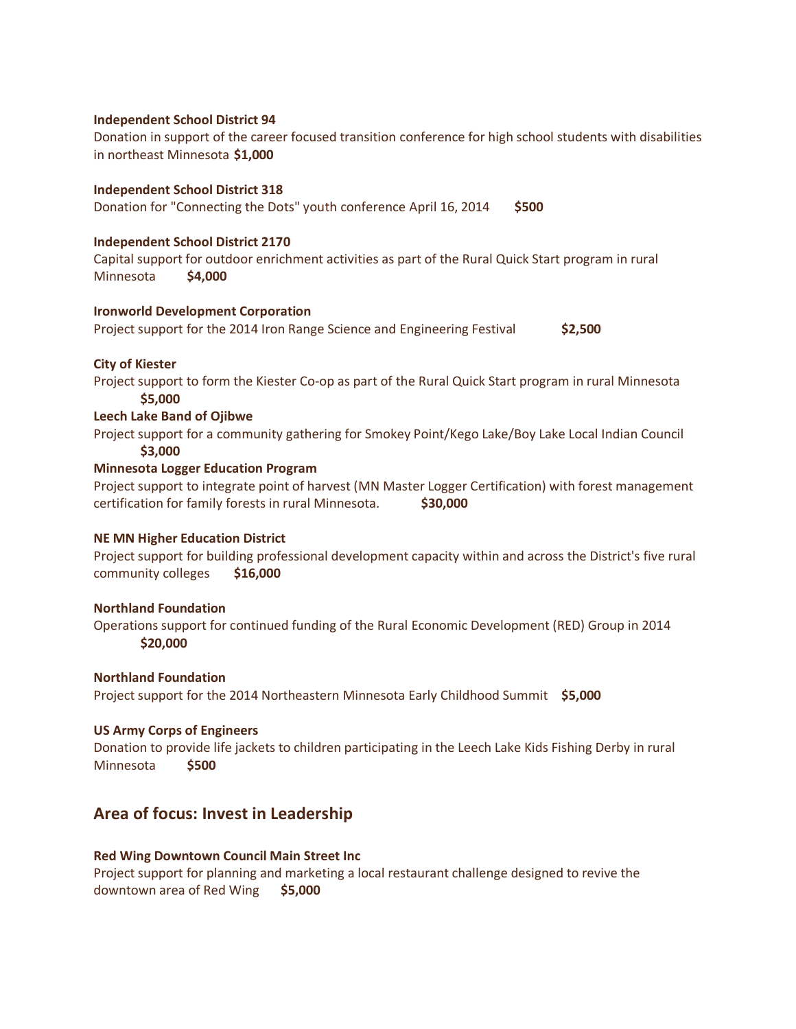**Independent School District 94**
Donation in support of the career focused transition conference for high school students with disabilities in northeast Minnesota **$1,000**

**Independent School District 318**
Donation for "Connecting the Dots" youth conference April 16, 2014 **$500**

**Independent School District 2170**
Capital support for outdoor enrichment activities as part of the Rural Quick Start program in rural Minnesota **$4,000**

**Ironworld Development Corporation**
Project support for the 2014 Iron Range Science and Engineering Festival **$2,500**

**City of Kiester**
Project support to form the Kiester Co-op as part of the Rural Quick Start program in rural Minnesota **$5,000**

**Leech Lake Band of Ojibwe**
Project support for a community gathering for Smokey Point/Kego Lake/Boy Lake Local Indian Council **$3,000**

**Minnesota Logger Education Program**
Project support to integrate point of harvest (MN Master Logger Certification) with forest management certification for family forests in rural Minnesota. **$30,000**

**NE MN Higher Education District**
Project support for building professional development capacity within and across the District's five rural community colleges **$16,000**

**Northland Foundation**
Operations support for continued funding of the Rural Economic Development (RED) Group in 2014 **$20,000**

**Northland Foundation**
Project support for the 2014 Northeastern Minnesota Early Childhood Summit **$5,000**

**US Army Corps of Engineers**
Donation to provide life jackets to children participating in the Leech Lake Kids Fishing Derby in rural Minnesota **$500**

## Area of focus: Invest in Leadership

**Red Wing Downtown Council Main Street Inc**
Project support for planning and marketing a local restaurant challenge designed to revive the downtown area of Red Wing **$5,000**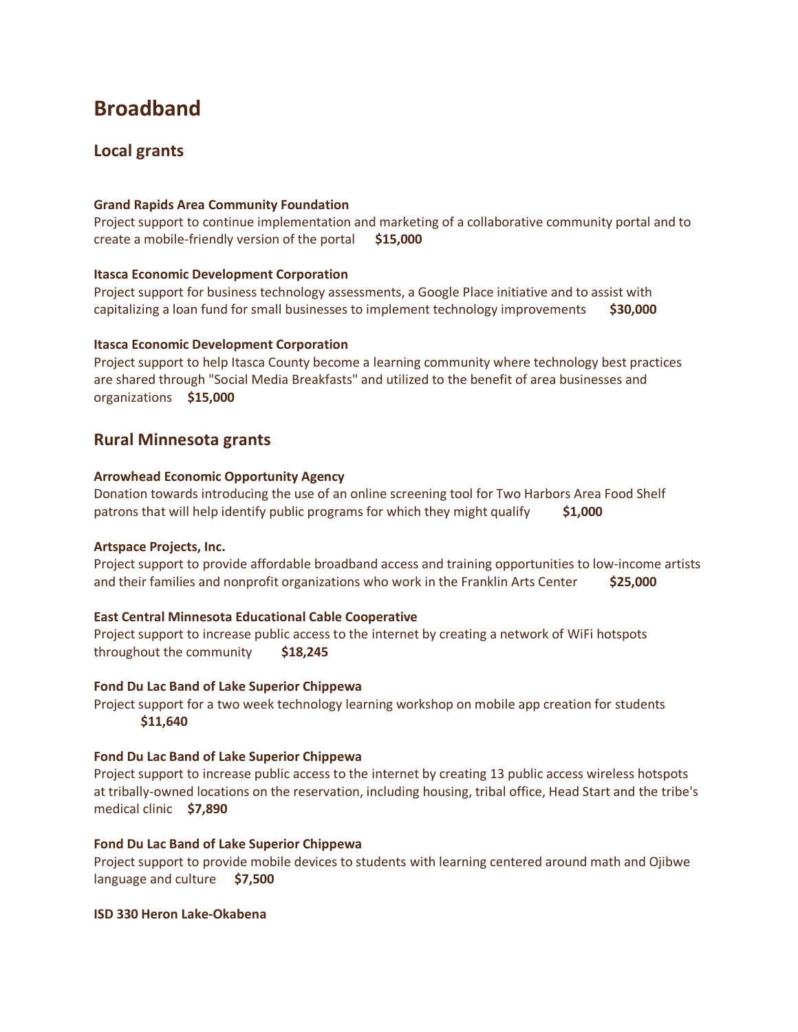# Broadband

## Local grants

**Grand Rapids Area Community Foundation**
Project support to continue implementation and marketing of a collaborative community portal and to create a mobile-friendly version of the portal **$15,000**

**Itasca Economic Development Corporation**
Project support for business technology assessments, a Google Place initiative and to assist with capitalizing a loan fund for small businesses to implement technology improvements **$30,000**

**Itasca Economic Development Corporation**
Project support to help Itasca County become a learning community where technology best practices are shared through "Social Media Breakfasts" and utilized to the benefit of area businesses and organizations **$15,000**

## Rural Minnesota grants

**Arrowhead Economic Opportunity Agency**
Donation towards introducing the use of an online screening tool for Two Harbors Area Food Shelf patrons that will help identify public programs for which they might qualify **$1,000**

**Artspace Projects, Inc.**
Project support to provide affordable broadband access and training opportunities to low-income artists and their families and nonprofit organizations who work in the Franklin Arts Center **$25,000**

**East Central Minnesota Educational Cable Cooperative**
Project support to increase public access to the internet by creating a network of WiFi hotspots throughout the community **$18,245**

**Fond Du Lac Band of Lake Superior Chippewa**
Project support for a two week technology learning workshop on mobile app creation for students **$11,640**

**Fond Du Lac Band of Lake Superior Chippewa**
Project support to increase public access to the internet by creating 13 public access wireless hotspots at tribally-owned locations on the reservation, including housing, tribal office, Head Start and the tribe's medical clinic **$7,890**

**Fond Du Lac Band of Lake Superior Chippewa**
Project support to provide mobile devices to students with learning centered around math and Ojibwe language and culture **$7,500**

**ISD 330 Heron Lake-Okabena**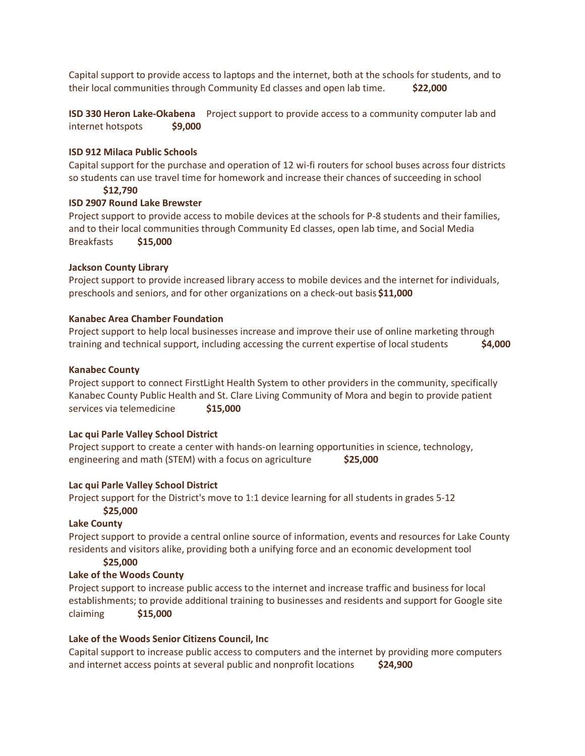Capital support to provide access to laptops and the internet, both at the schools for students, and to their local communities through Community Ed classes and open lab time. **$22,000**

**ISD 330 Heron Lake-Okabena** Project support to provide access to a community computer lab and internet hotspots **$9,000**

**ISD 912 Milaca Public Schools**

Capital support for the purchase and operation of 12 wi-fi routers for school buses across four districts so students can use travel time for homework and increase their chances of succeeding in school **$12,790**

**ISD 2907 Round Lake Brewster**

Project support to provide access to mobile devices at the schools for P-8 students and their families, and to their local communities through Community Ed classes, open lab time, and Social Media Breakfasts **$15,000**

**Jackson County Library**

Project support to provide increased library access to mobile devices and the internet for individuals, preschools and seniors, and for other organizations on a check-out basis **$11,000**

**Kanabec Area Chamber Foundation**

Project support to help local businesses increase and improve their use of online marketing through training and technical support, including accessing the current expertise of local students **$4,000**

**Kanabec County**

Project support to connect FirstLight Health System to other providers in the community, specifically Kanabec County Public Health and St. Clare Living Community of Mora and begin to provide patient services via telemedicine **$15,000**

**Lac qui Parle Valley School District**

Project support to create a center with hands-on learning opportunities in science, technology, engineering and math (STEM) with a focus on agriculture **$25,000**

**Lac qui Parle Valley School District**

Project support for the District's move to 1:1 device learning for all students in grades 5-12 **$25,000**

**Lake County**

Project support to provide a central online source of information, events and resources for Lake County residents and visitors alike, providing both a unifying force and an economic development tool **$25,000**

**Lake of the Woods County**

Project support to increase public access to the internet and increase traffic and business for local establishments; to provide additional training to businesses and residents and support for Google site claiming **$15,000**

**Lake of the Woods Senior Citizens Council, Inc**

Capital support to increase public access to computers and the internet by providing more computers and internet access points at several public and nonprofit locations **$24,900**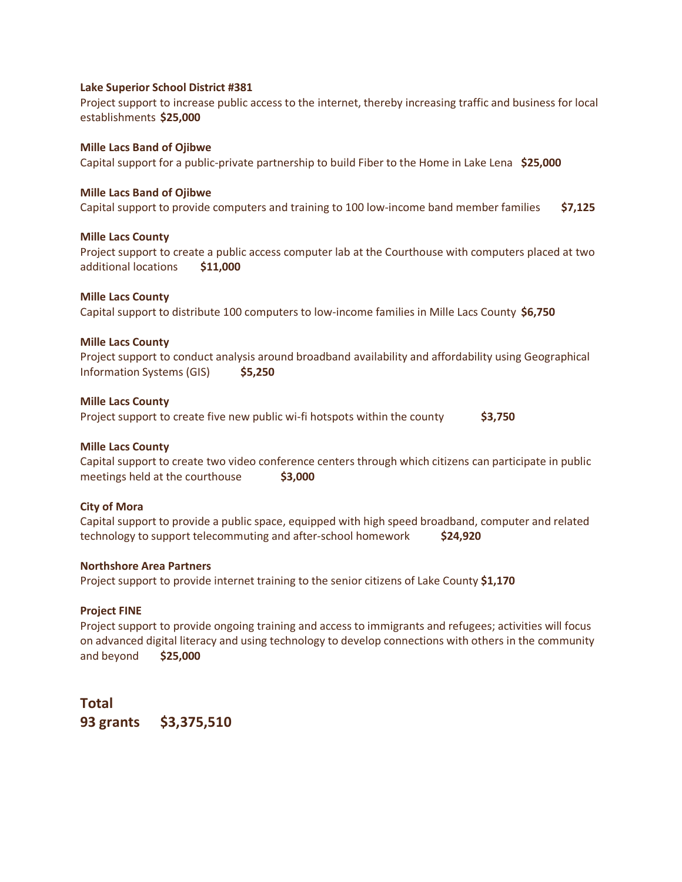**Lake Superior School District #381**
Project support to increase public access to the internet, thereby increasing traffic and business for local establishments **$25,000**

**Mille Lacs Band of Ojibwe**
Capital support for a public-private partnership to build Fiber to the Home in Lake Lena **$25,000**

**Mille Lacs Band of Ojibwe**
Capital support to provide computers and training to 100 low-income band member families **$7,125**

**Mille Lacs County**
Project support to create a public access computer lab at the Courthouse with computers placed at two additional locations **$11,000**

**Mille Lacs County**
Capital support to distribute 100 computers to low-income families in Mille Lacs County **$6,750**

**Mille Lacs County**
Project support to conduct analysis around broadband availability and affordability using Geographical Information Systems (GIS) **$5,250**

**Mille Lacs County**
Project support to create five new public wi-fi hotspots within the county **$3,750**

**Mille Lacs County**
Capital support to create two video conference centers through which citizens can participate in public meetings held at the courthouse **$3,000**

**City of Mora**
Capital support to provide a public space, equipped with high speed broadband, computer and related technology to support telecommuting and after-school homework **$24,920**

**Northshore Area Partners**
Project support to provide internet training to the senior citizens of Lake County **$1,170**

**Project FINE**
Project support to provide ongoing training and access to immigrants and refugees; activities will focus on advanced digital literacy and using technology to develop connections with others in the community and beyond **$25,000**

## Total
## 93 grants $3,375,510